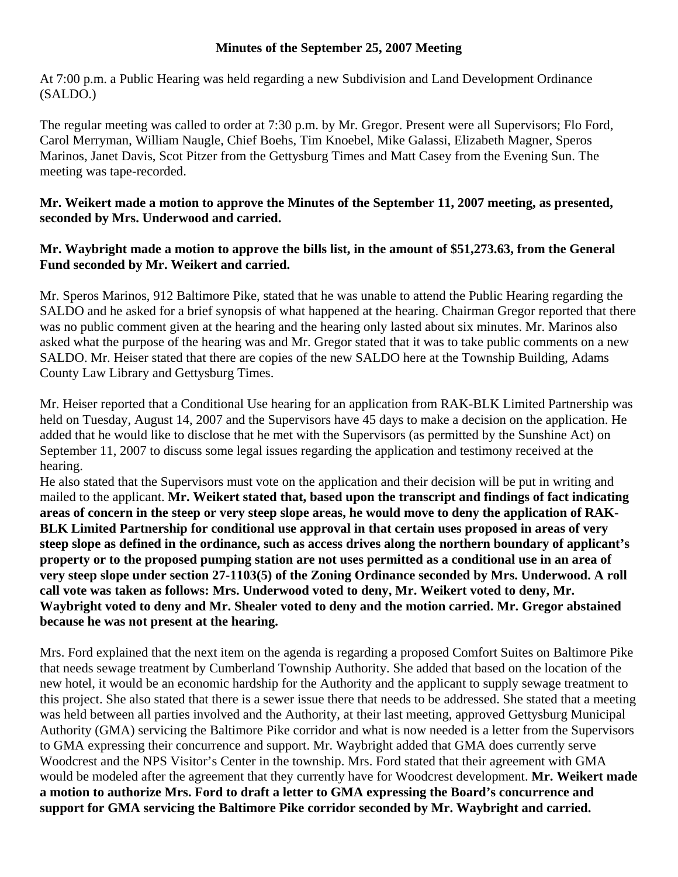**Minutes of the September 25, 2007 Meeting**

At 7:00 p.m. a Public Hearing was held regarding a new Subdivision and Land Development Ordinance (SALDO.)

The regular meeting was called to order at 7:30 p.m. by Mr. Gregor. Present were all Supervisors; Flo Ford, Carol Merryman, William Naugle, Chief Boehs, Tim Knoebel, Mike Galassi, Elizabeth Magner, Speros Marinos, Janet Davis, Scot Pitzer from the Gettysburg Times and Matt Casey from the Evening Sun. The meeting was tape-recorded.

**Mr. Weikert made a motion to approve the Minutes of the September 11, 2007 meeting, as presented, seconded by Mrs. Underwood and carried.**

**Mr. Waybright made a motion to approve the bills list, in the amount of $51,273.63, from the General Fund seconded by Mr. Weikert and carried.**

Mr. Speros Marinos, 912 Baltimore Pike, stated that he was unable to attend the Public Hearing regarding the SALDO and he asked for a brief synopsis of what happened at the hearing. Chairman Gregor reported that there was no public comment given at the hearing and the hearing only lasted about six minutes. Mr. Marinos also asked what the purpose of the hearing was and Mr. Gregor stated that it was to take public comments on a new SALDO. Mr. Heiser stated that there are copies of the new SALDO here at the Township Building, Adams County Law Library and Gettysburg Times.

Mr. Heiser reported that a Conditional Use hearing for an application from RAK-BLK Limited Partnership was held on Tuesday, August 14, 2007 and the Supervisors have 45 days to make a decision on the application. He added that he would like to disclose that he met with the Supervisors (as permitted by the Sunshine Act) on September 11, 2007 to discuss some legal issues regarding the application and testimony received at the hearing.

He also stated that the Supervisors must vote on the application and their decision will be put in writing and mailed to the applicant. **Mr. Weikert stated that, based upon the transcript and findings of fact indicating areas of concern in the steep or very steep slope areas, he would move to deny the application of RAK-BLK Limited Partnership for conditional use approval in that certain uses proposed in areas of very steep slope as defined in the ordinance, such as access drives along the northern boundary of applicant's property or to the proposed pumping station are not uses permitted as a conditional use in an area of very steep slope under section 27-1103(5) of the Zoning Ordinance seconded by Mrs. Underwood. A roll call vote was taken as follows: Mrs. Underwood voted to deny, Mr. Weikert voted to deny, Mr. Waybright voted to deny and Mr. Shealer voted to deny and the motion carried. Mr. Gregor abstained because he was not present at the hearing.**

Mrs. Ford explained that the next item on the agenda is regarding a proposed Comfort Suites on Baltimore Pike that needs sewage treatment by Cumberland Township Authority. She added that based on the location of the new hotel, it would be an economic hardship for the Authority and the applicant to supply sewage treatment to this project. She also stated that there is a sewer issue there that needs to be addressed. She stated that a meeting was held between all parties involved and the Authority, at their last meeting, approved Gettysburg Municipal Authority (GMA) servicing the Baltimore Pike corridor and what is now needed is a letter from the Supervisors to GMA expressing their concurrence and support. Mr. Waybright added that GMA does currently serve Woodcrest and the NPS Visitor's Center in the township. Mrs. Ford stated that their agreement with GMA would be modeled after the agreement that they currently have for Woodcrest development. **Mr. Weikert made a motion to authorize Mrs. Ford to draft a letter to GMA expressing the Board's concurrence and support for GMA servicing the Baltimore Pike corridor seconded by Mr. Waybright and carried.**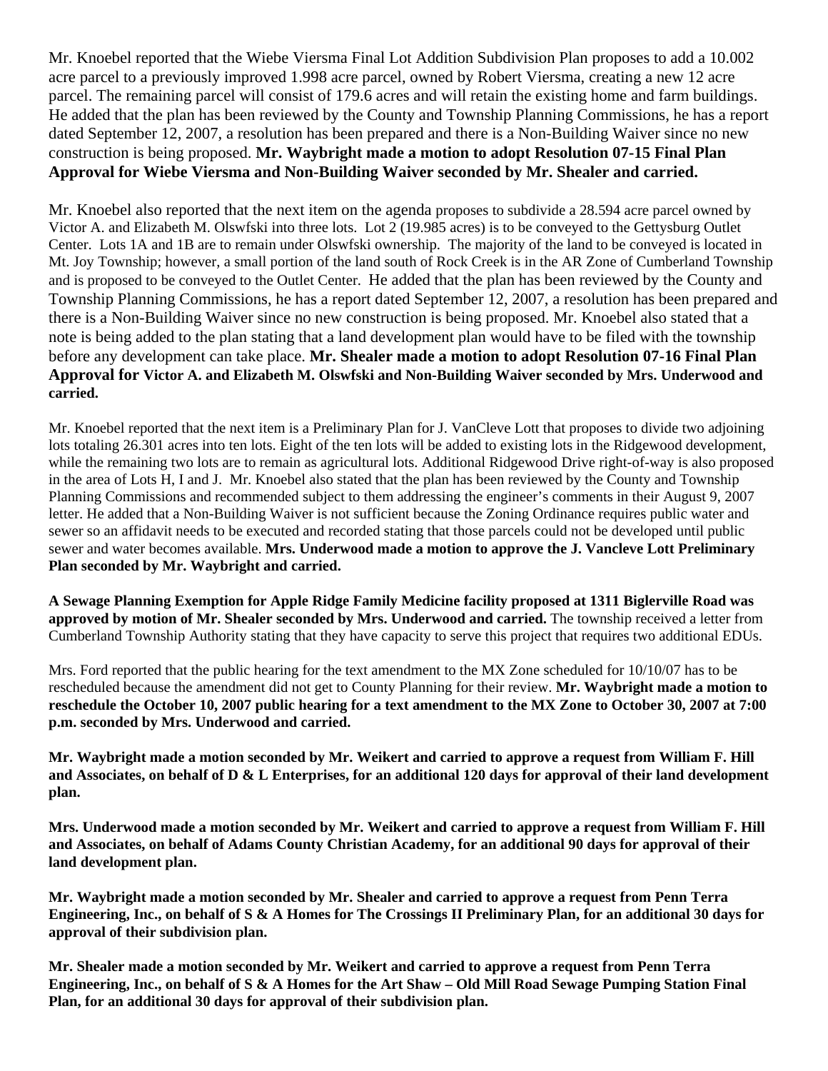Mr. Knoebel reported that the Wiebe Viersma Final Lot Addition Subdivision Plan proposes to add a 10.002 acre parcel to a previously improved 1.998 acre parcel, owned by Robert Viersma, creating a new 12 acre parcel. The remaining parcel will consist of 179.6 acres and will retain the existing home and farm buildings. He added that the plan has been reviewed by the County and Township Planning Commissions, he has a report dated September 12, 2007, a resolution has been prepared and there is a Non-Building Waiver since no new construction is being proposed. **Mr. Waybright made a motion to adopt Resolution 07-15 Final Plan Approval for Wiebe Viersma and Non-Building Waiver seconded by Mr. Shealer and carried.**

Mr. Knoebel also reported that the next item on the agenda proposes to subdivide a 28.594 acre parcel owned by Victor A. and Elizabeth M. Olswfski into three lots. Lot 2 (19.985 acres) is to be conveyed to the Gettysburg Outlet Center. Lots 1A and 1B are to remain under Olswfski ownership. The majority of the land to be conveyed is located in Mt. Joy Township; however, a small portion of the land south of Rock Creek is in the AR Zone of Cumberland Township and is proposed to be conveyed to the Outlet Center. He added that the plan has been reviewed by the County and Township Planning Commissions, he has a report dated September 12, 2007, a resolution has been prepared and there is a Non-Building Waiver since no new construction is being proposed. Mr. Knoebel also stated that a note is being added to the plan stating that a land development plan would have to be filed with the township before any development can take place. **Mr. Shealer made a motion to adopt Resolution 07-16 Final Plan Approval for Victor A. and Elizabeth M. Olswfski and Non-Building Waiver seconded by Mrs. Underwood and carried.**

Mr. Knoebel reported that the next item is a Preliminary Plan for J. VanCleve Lott that proposes to divide two adjoining lots totaling 26.301 acres into ten lots. Eight of the ten lots will be added to existing lots in the Ridgewood development, while the remaining two lots are to remain as agricultural lots. Additional Ridgewood Drive right-of-way is also proposed in the area of Lots H, I and J. Mr. Knoebel also stated that the plan has been reviewed by the County and Township Planning Commissions and recommended subject to them addressing the engineer's comments in their August 9, 2007 letter. He added that a Non-Building Waiver is not sufficient because the Zoning Ordinance requires public water and sewer so an affidavit needs to be executed and recorded stating that those parcels could not be developed until public sewer and water becomes available. **Mrs. Underwood made a motion to approve the J. Vancleve Lott Preliminary Plan seconded by Mr. Waybright and carried.**

**A Sewage Planning Exemption for Apple Ridge Family Medicine facility proposed at 1311 Biglerville Road was approved by motion of Mr. Shealer seconded by Mrs. Underwood and carried.** The township received a letter from Cumberland Township Authority stating that they have capacity to serve this project that requires two additional EDUs.

Mrs. Ford reported that the public hearing for the text amendment to the MX Zone scheduled for 10/10/07 has to be rescheduled because the amendment did not get to County Planning for their review. **Mr. Waybright made a motion to reschedule the October 10, 2007 public hearing for a text amendment to the MX Zone to October 30, 2007 at 7:00 p.m. seconded by Mrs. Underwood and carried.**

**Mr. Waybright made a motion seconded by Mr. Weikert and carried to approve a request from William F. Hill and Associates, on behalf of D & L Enterprises, for an additional 120 days for approval of their land development plan.**

**Mrs. Underwood made a motion seconded by Mr. Weikert and carried to approve a request from William F. Hill and Associates, on behalf of Adams County Christian Academy, for an additional 90 days for approval of their land development plan.**

**Mr. Waybright made a motion seconded by Mr. Shealer and carried to approve a request from Penn Terra Engineering, Inc., on behalf of S & A Homes for The Crossings II Preliminary Plan, for an additional 30 days for approval of their subdivision plan.**

**Mr. Shealer made a motion seconded by Mr. Weikert and carried to approve a request from Penn Terra Engineering, Inc., on behalf of S & A Homes for the Art Shaw – Old Mill Road Sewage Pumping Station Final Plan, for an additional 30 days for approval of their subdivision plan.**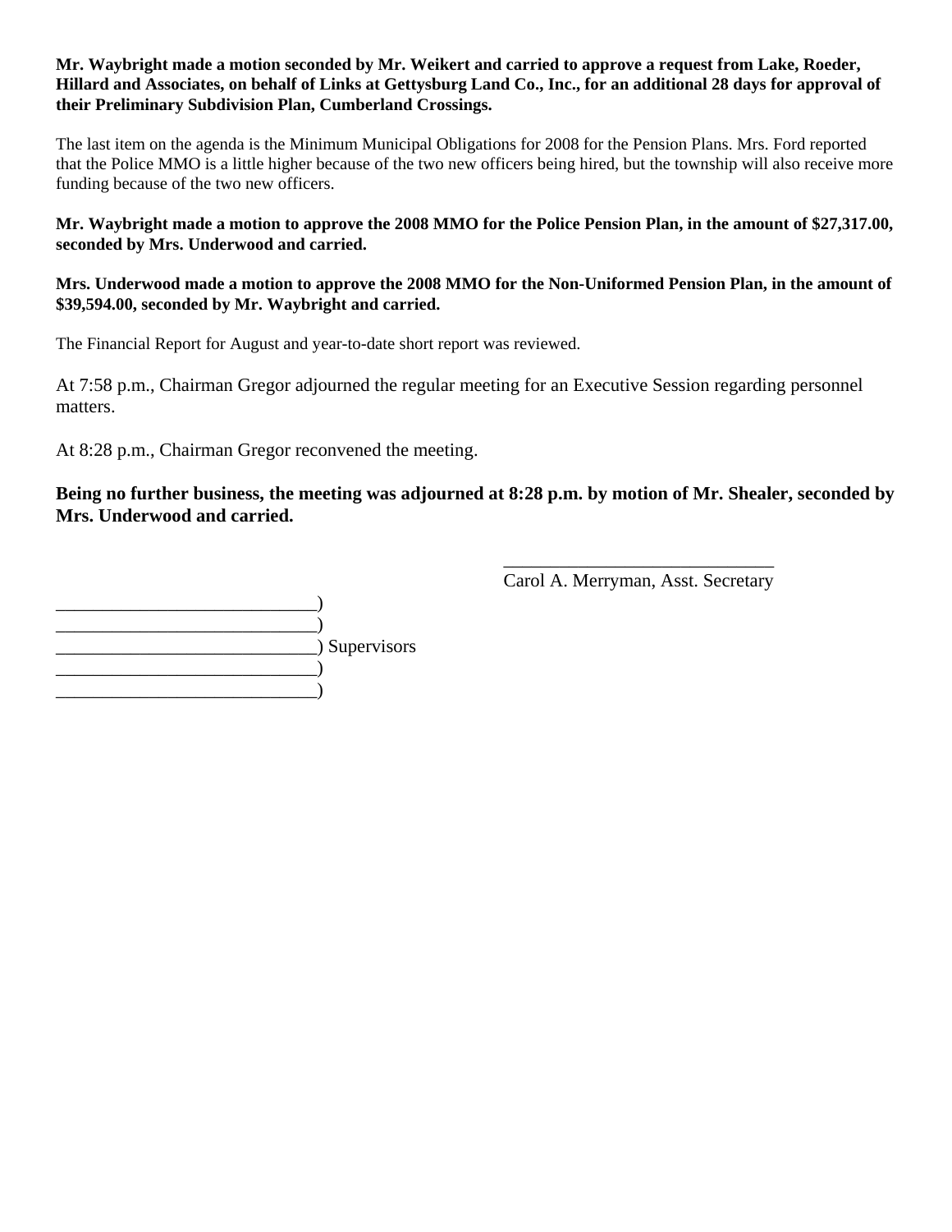**Mr. Waybright made a motion seconded by Mr. Weikert and carried to approve a request from Lake, Roeder, Hillard and Associates, on behalf of Links at Gettysburg Land Co., Inc., for an additional 28 days for approval of their Preliminary Subdivision Plan, Cumberland Crossings.**

The last item on the agenda is the Minimum Municipal Obligations for 2008 for the Pension Plans. Mrs. Ford reported that the Police MMO is a little higher because of the two new officers being hired, but the township will also receive more funding because of the two new officers.

**Mr. Waybright made a motion to approve the 2008 MMO for the Police Pension Plan, in the amount of $27,317.00, seconded by Mrs. Underwood and carried.**

**Mrs. Underwood made a motion to approve the 2008 MMO for the Non-Uniformed Pension Plan, in the amount of $39,594.00, seconded by Mr. Waybright and carried.**

The Financial Report for August and year-to-date short report was reviewed.

At 7:58 p.m., Chairman Gregor adjourned the regular meeting for an Executive Session regarding personnel matters.

At 8:28 p.m., Chairman Gregor reconvened the meeting.

**Being no further business, the meeting was adjourned at 8:28 p.m. by motion of Mr. Shealer, seconded by Mrs. Underwood and carried.**

______________________________
Carol A. Merryman, Asst. Secretary

____________________________)
____________________________)
____________________________) Supervisors
____________________________)
____________________________)